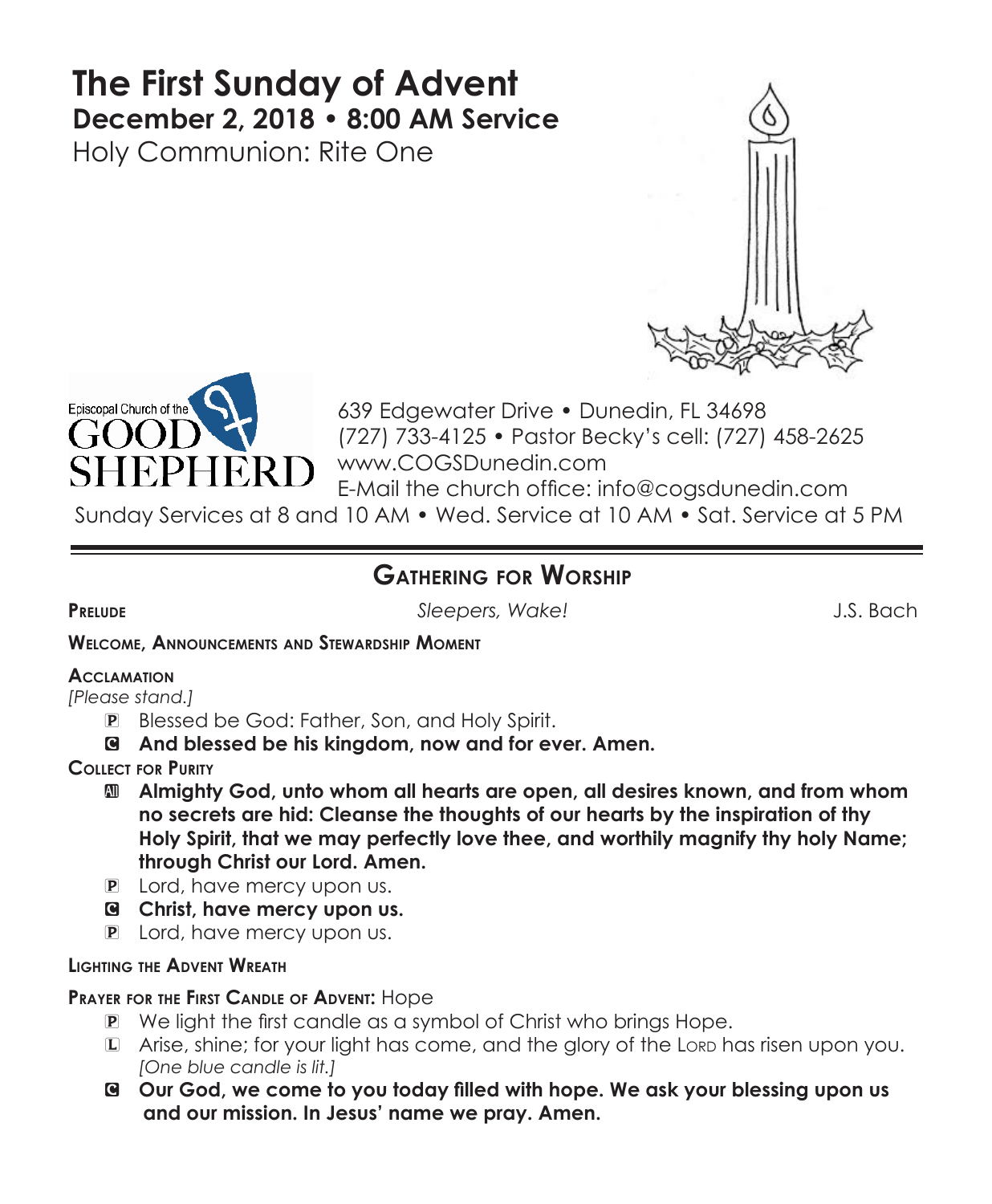# The First Sunday of Advent

## December 2, 2018 • 8:00 AM Service

Holy Communion: Rite One

Episcopal Church of the GOOD SHEPHERD

639 Edgewater Drive • Dunedin, FL 34698
(727) 733-4125 • Pastor Becky's cell: (727) 458-2625
www.COGSDunedin.com
E-Mail the church office: info@cogsdunedin.com

Sunday Services at 8 and 10 AM • Wed. Service at 10 AM • Sat. Service at 5 PM

---

## Gathering for Worship

**Prelude** *Sleepers, Wake!* J.S. Bach

**Welcome, Announcements and Stewardship Moment**

**Acclamation**

*[Please stand.]*

P Blessed be God: Father, Son, and Holy Spirit.

C **And blessed be his kingdom, now and for ever. Amen.**

**Collect for Purity**

All **Almighty God, unto whom all hearts are open, all desires known, and from whom no secrets are hid: Cleanse the thoughts of our hearts by the inspiration of thy Holy Spirit, that we may perfectly love thee, and worthily magnify thy holy Name; through Christ our Lord. Amen.**

P Lord, have mercy upon us.

C **Christ, have mercy upon us.**

P Lord, have mercy upon us.

**Lighting the Advent Wreath**

**Prayer for the First Candle of Advent:** Hope

P We light the first candle as a symbol of Christ who brings Hope.

L Arise, shine; for your light has come, and the glory of the Lord has risen upon you.
*[One blue candle is lit.]*

C **Our God, we come to you today filled with hope. We ask your blessing upon us and our mission. In Jesus' name we pray. Amen.**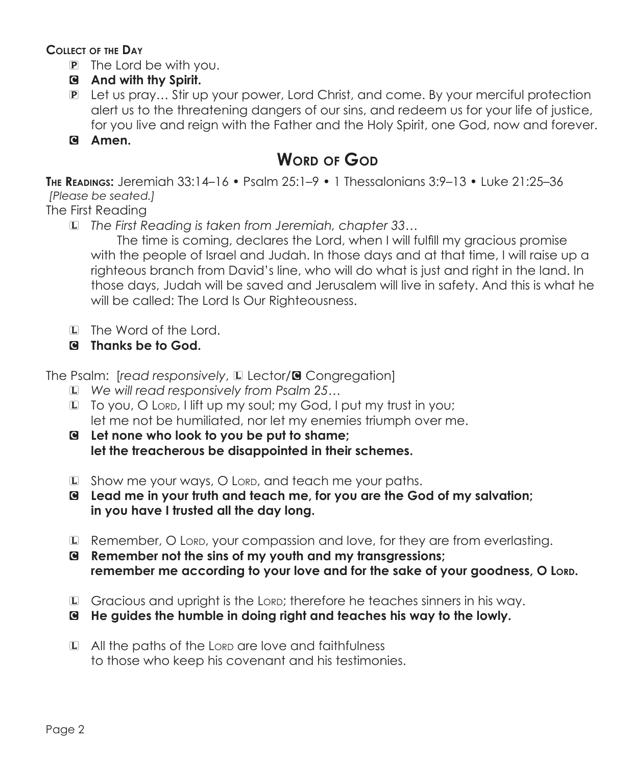**Collect of the Day**

- P The Lord be with you.
- C **And with thy Spirit.**
- P Let us pray… Stir up your power, Lord Christ, and come. By your merciful protection alert us to the threatening dangers of our sins, and redeem us for your life of justice, for you live and reign with the Father and the Holy Spirit, one God, now and forever.
- C **Amen.**

## Word of God

**The Readings:** Jeremiah 33:14–16 • Psalm 25:1–9 • 1 Thessalonians 3:9–13 • Luke 21:25–36
*[Please be seated.]*

The First Reading

L *The First Reading is taken from Jeremiah, chapter 33…*

The time is coming, declares the Lord, when I will fulfill my gracious promise with the people of Israel and Judah. In those days and at that time, I will raise up a righteous branch from David's line, who will do what is just and right in the land. In those days, Judah will be saved and Jerusalem will live in safety. And this is what he will be called: The Lord Is Our Righteousness.

- L The Word of the Lord.
- C **Thanks be to God.**

The Psalm: [*read responsively*, L Lector/C Congregation]

L *We will read responsively from Psalm 25…*

L To you, O Lord, I lift up my soul; my God, I put my trust in you;
let me not be humiliated, nor let my enemies triumph over me.

C **Let none who look to you be put to shame;**
**let the treacherous be disappointed in their schemes.**

L Show me your ways, O Lord, and teach me your paths.

C **Lead me in your truth and teach me, for you are the God of my salvation;**
**in you have I trusted all the day long.**

L Remember, O Lord, your compassion and love, for they are from everlasting.

C **Remember not the sins of my youth and my transgressions;**
**remember me according to your love and for the sake of your goodness, O Lord.**

L Gracious and upright is the Lord; therefore he teaches sinners in his way.

C **He guides the humble in doing right and teaches his way to the lowly.**

L All the paths of the Lord are love and faithfulness
to those who keep his covenant and his testimonies.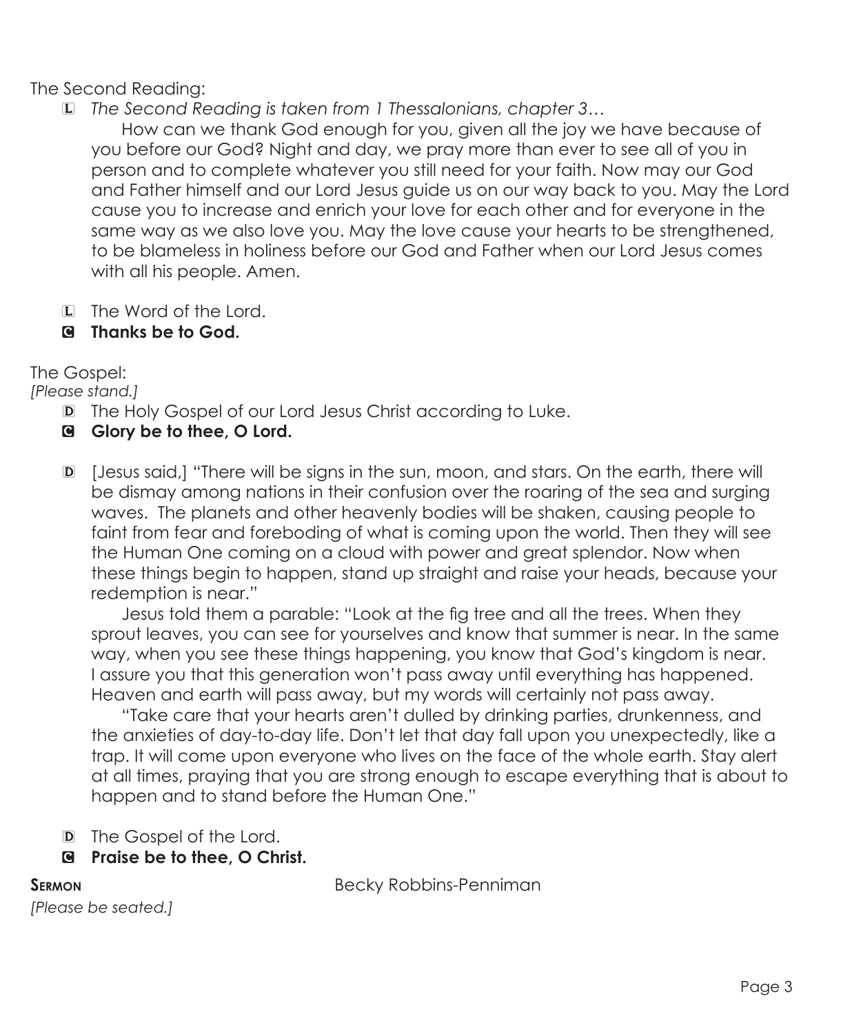The Second Reading:

L *The Second Reading is taken from 1 Thessalonians, chapter 3…*

How can we thank God enough for you, given all the joy we have because of you before our God? Night and day, we pray more than ever to see all of you in person and to complete whatever you still need for your faith. Now may our God and Father himself and our Lord Jesus guide us on our way back to you. May the Lord cause you to increase and enrich your love for each other and for everyone in the same way as we also love you. May the love cause your hearts to be strengthened, to be blameless in holiness before our God and Father when our Lord Jesus comes with all his people. Amen.

L The Word of the Lord.

C **Thanks be to God.**

The Gospel:

*[Please stand.]*

D The Holy Gospel of our Lord Jesus Christ according to Luke.

C **Glory be to thee, O Lord.**

D [Jesus said,] "There will be signs in the sun, moon, and stars. On the earth, there will be dismay among nations in their confusion over the roaring of the sea and surging waves. The planets and other heavenly bodies will be shaken, causing people to faint from fear and foreboding of what is coming upon the world. Then they will see the Human One coming on a cloud with power and great splendor. Now when these things begin to happen, stand up straight and raise your heads, because your redemption is near."

Jesus told them a parable: "Look at the fig tree and all the trees. When they sprout leaves, you can see for yourselves and know that summer is near. In the same way, when you see these things happening, you know that God's kingdom is near. I assure you that this generation won't pass away until everything has happened. Heaven and earth will pass away, but my words will certainly not pass away.

"Take care that your hearts aren't dulled by drinking parties, drunkenness, and the anxieties of day-to-day life. Don't let that day fall upon you unexpectedly, like a trap. It will come upon everyone who lives on the face of the whole earth. Stay alert at all times, praying that you are strong enough to escape everything that is about to happen and to stand before the Human One."

D The Gospel of the Lord.

C **Praise be to thee, O Christ.**

**Sermon** Becky Robbins-Penniman

*[Please be seated.]*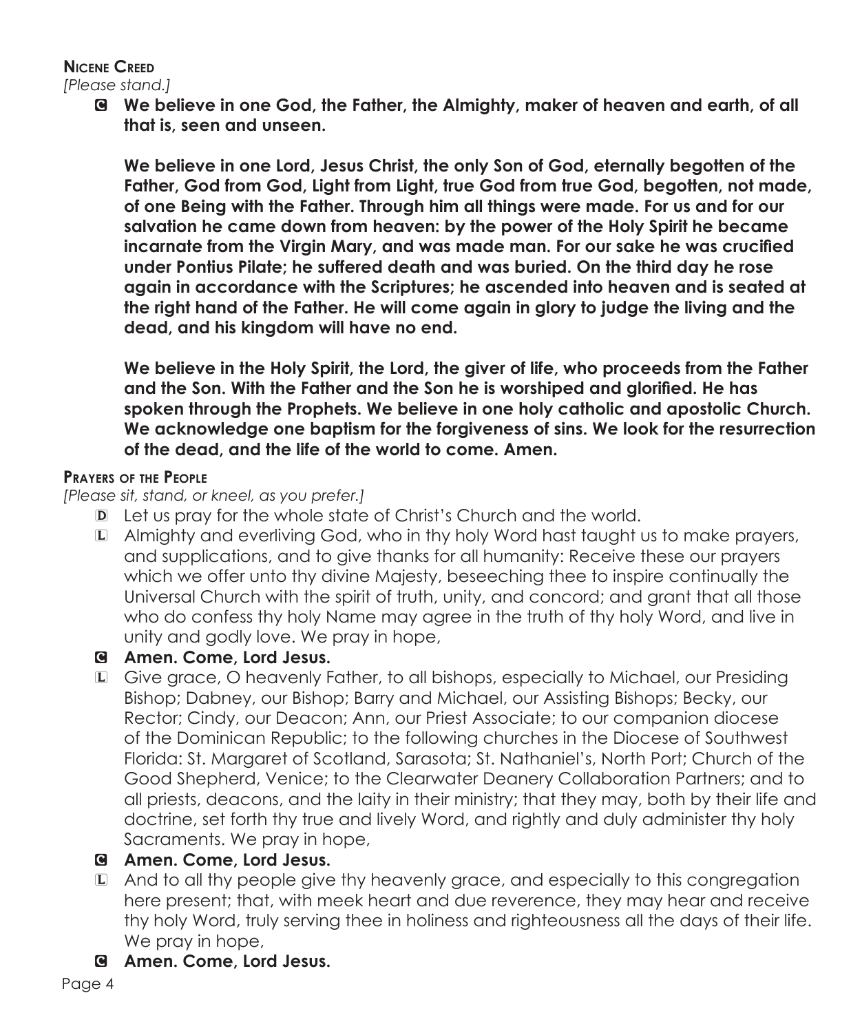## Nicene Creed

*[Please stand.]*

**C We believe in one God, the Father, the Almighty, maker of heaven and earth, of all that is, seen and unseen.**

**We believe in one Lord, Jesus Christ, the only Son of God, eternally begotten of the Father, God from God, Light from Light, true God from true God, begotten, not made, of one Being with the Father. Through him all things were made. For us and for our salvation he came down from heaven: by the power of the Holy Spirit he became incarnate from the Virgin Mary, and was made man. For our sake he was crucified under Pontius Pilate; he suffered death and was buried. On the third day he rose again in accordance with the Scriptures; he ascended into heaven and is seated at the right hand of the Father. He will come again in glory to judge the living and the dead, and his kingdom will have no end.**

**We believe in the Holy Spirit, the Lord, the giver of life, who proceeds from the Father and the Son. With the Father and the Son he is worshiped and glorified. He has spoken through the Prophets. We believe in one holy catholic and apostolic Church. We acknowledge one baptism for the forgiveness of sins. We look for the resurrection of the dead, and the life of the world to come. Amen.**

## Prayers of the People

*[Please sit, stand, or kneel, as you prefer.]*

D Let us pray for the whole state of Christ's Church and the world.

L Almighty and everliving God, who in thy holy Word hast taught us to make prayers, and supplications, and to give thanks for all humanity: Receive these our prayers which we offer unto thy divine Majesty, beseeching thee to inspire continually the Universal Church with the spirit of truth, unity, and concord; and grant that all those who do confess thy holy Name may agree in the truth of thy holy Word, and live in unity and godly love. We pray in hope,

**C Amen. Come, Lord Jesus.**

L Give grace, O heavenly Father, to all bishops, especially to Michael, our Presiding Bishop; Dabney, our Bishop; Barry and Michael, our Assisting Bishops; Becky, our Rector; Cindy, our Deacon; Ann, our Priest Associate; to our companion diocese of the Dominican Republic; to the following churches in the Diocese of Southwest Florida: St. Margaret of Scotland, Sarasota; St. Nathaniel's, North Port; Church of the Good Shepherd, Venice; to the Clearwater Deanery Collaboration Partners; and to all priests, deacons, and the laity in their ministry; that they may, both by their life and doctrine, set forth thy true and lively Word, and rightly and duly administer thy holy Sacraments. We pray in hope,

**C Amen. Come, Lord Jesus.**

L And to all thy people give thy heavenly grace, and especially to this congregation here present; that, with meek heart and due reverence, they may hear and receive thy holy Word, truly serving thee in holiness and righteousness all the days of their life. We pray in hope,

**C Amen. Come, Lord Jesus.**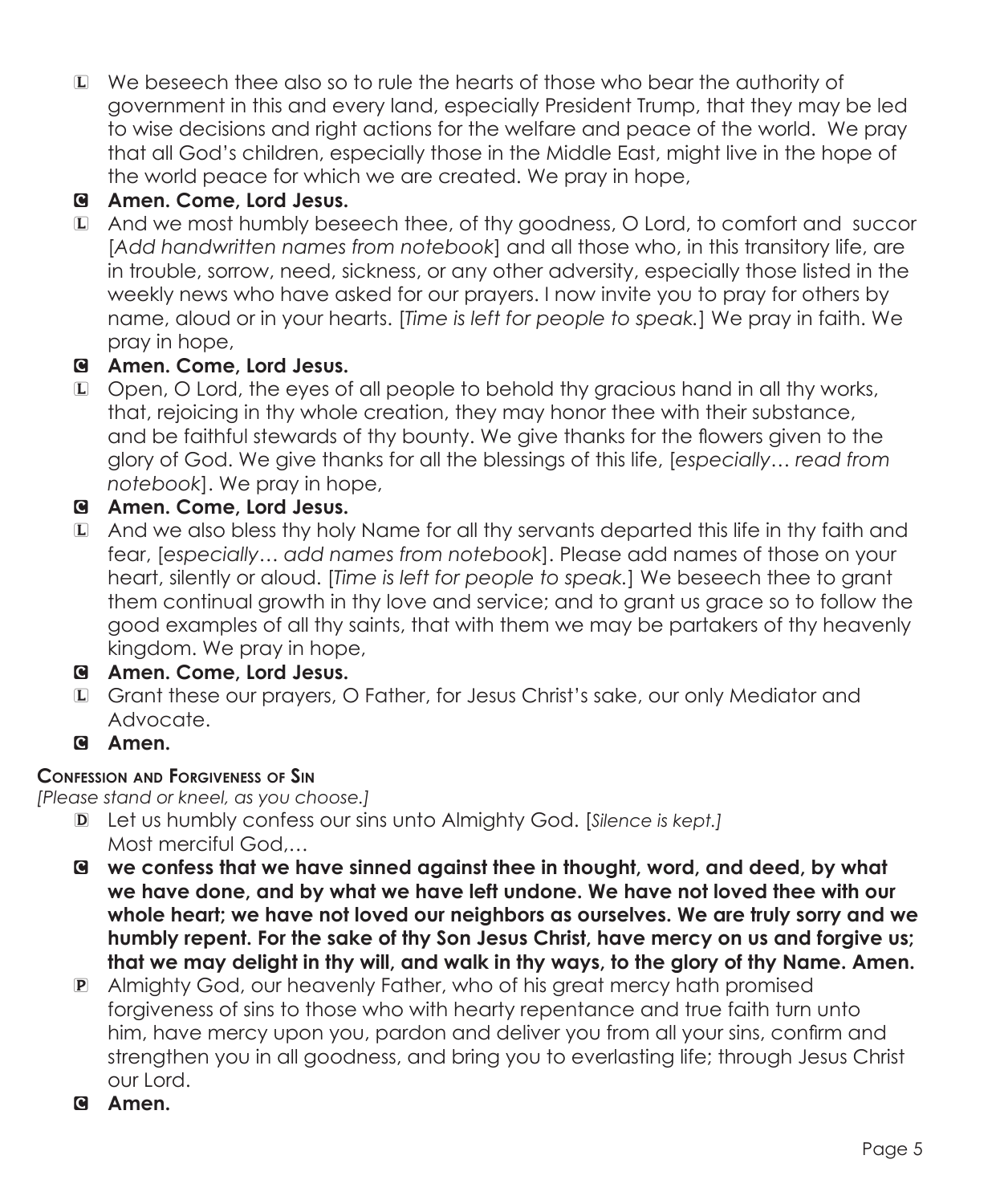L We beseech thee also so to rule the hearts of those who bear the authority of government in this and every land, especially President Trump, that they may be led to wise decisions and right actions for the welfare and peace of the world. We pray that all God's children, especially those in the Middle East, might live in the hope of the world peace for which we are created. We pray in hope,

C **Amen. Come, Lord Jesus.**

L And we most humbly beseech thee, of thy goodness, O Lord, to comfort and succor [*Add handwritten names from notebook*] and all those who, in this transitory life, are in trouble, sorrow, need, sickness, or any other adversity, especially those listed in the weekly news who have asked for our prayers. I now invite you to pray for others by name, aloud or in your hearts. [*Time is left for people to speak.*] We pray in faith. We pray in hope,

C **Amen. Come, Lord Jesus.**

L Open, O Lord, the eyes of all people to behold thy gracious hand in all thy works, that, rejoicing in thy whole creation, they may honor thee with their substance, and be faithful stewards of thy bounty. We give thanks for the flowers given to the glory of God. We give thanks for all the blessings of this life, [*especially… read from notebook*]. We pray in hope,

C **Amen. Come, Lord Jesus.**

L And we also bless thy holy Name for all thy servants departed this life in thy faith and fear, [*especially… add names from notebook*]. Please add names of those on your heart, silently or aloud. [*Time is left for people to speak.*] We beseech thee to grant them continual growth in thy love and service; and to grant us grace so to follow the good examples of all thy saints, that with them we may be partakers of thy heavenly kingdom. We pray in hope,

C **Amen. Come, Lord Jesus.**

L Grant these our prayers, O Father, for Jesus Christ's sake, our only Mediator and Advocate.

C **Amen.**

**Confession and Forgiveness of Sin**

*[Please stand or kneel, as you choose.]*

D Let us humbly confess our sins unto Almighty God. [*Silence is kept.*]
Most merciful God,…

C **we confess that we have sinned against thee in thought, word, and deed, by what we have done, and by what we have left undone. We have not loved thee with our whole heart; we have not loved our neighbors as ourselves. We are truly sorry and we humbly repent. For the sake of thy Son Jesus Christ, have mercy on us and forgive us; that we may delight in thy will, and walk in thy ways, to the glory of thy Name. Amen.**

P Almighty God, our heavenly Father, who of his great mercy hath promised forgiveness of sins to those who with hearty repentance and true faith turn unto him, have mercy upon you, pardon and deliver you from all your sins, confirm and strengthen you in all goodness, and bring you to everlasting life; through Jesus Christ our Lord.

C **Amen.**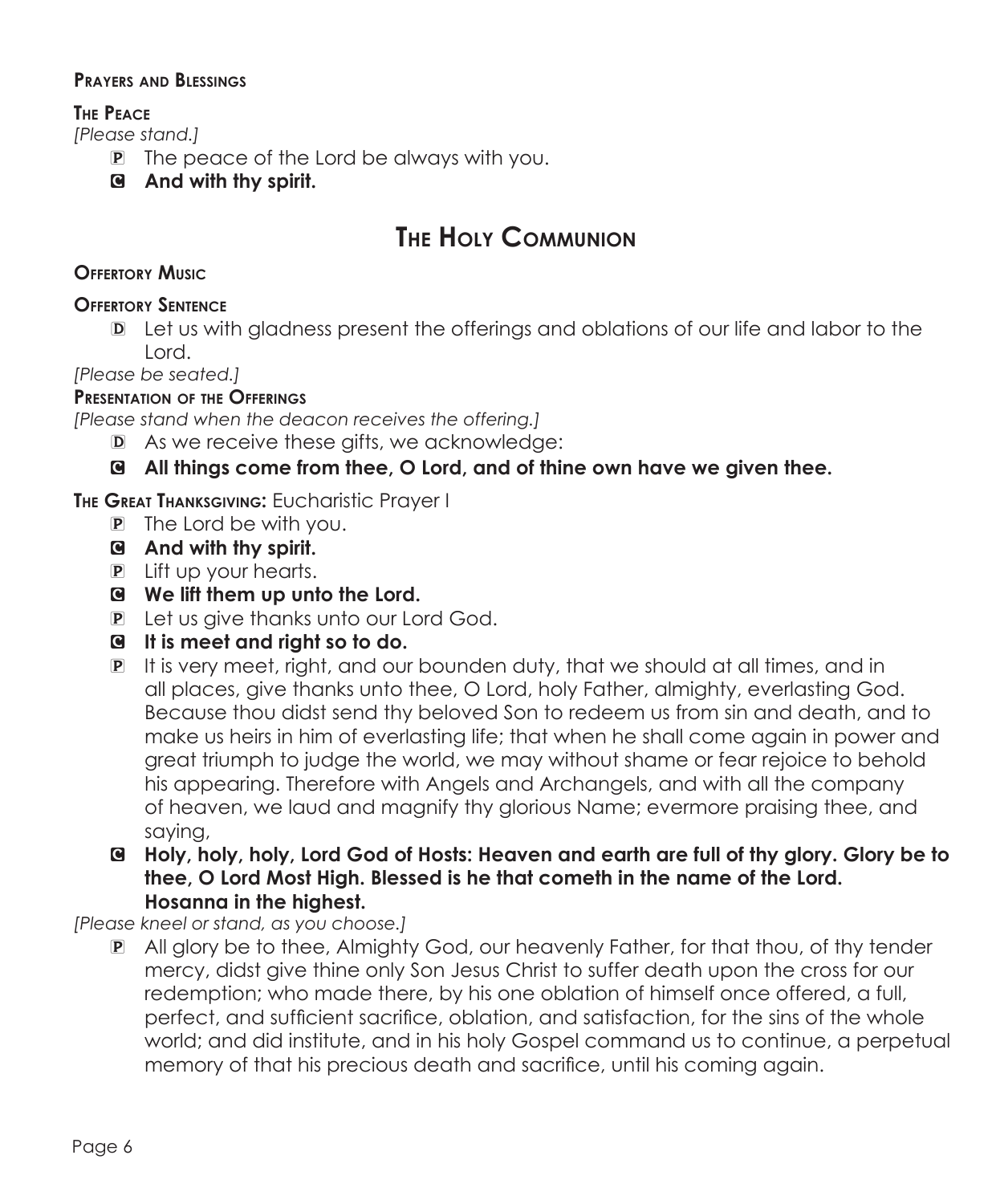**Prayers and Blessings**

**The Peace**

*[Please stand.]*

P The peace of the Lord be always with you.

**C And with thy spirit.**

# The Holy Communion

**Offertory Music**

**Offertory Sentence**

D Let us with gladness present the offerings and oblations of our life and labor to the Lord.

*[Please be seated.]*

**Presentation of the Offerings**

*[Please stand when the deacon receives the offering.]*

D As we receive these gifts, we acknowledge:

**C All things come from thee, O Lord, and of thine own have we given thee.**

**The Great Thanksgiving:** Eucharistic Prayer I

P The Lord be with you.

**C And with thy spirit.**

P Lift up your hearts.

**C We lift them up unto the Lord.**

P Let us give thanks unto our Lord God.

**C It is meet and right so to do.**

P It is very meet, right, and our bounden duty, that we should at all times, and in all places, give thanks unto thee, O Lord, holy Father, almighty, everlasting God. Because thou didst send thy beloved Son to redeem us from sin and death, and to make us heirs in him of everlasting life; that when he shall come again in power and great triumph to judge the world, we may without shame or fear rejoice to behold his appearing. Therefore with Angels and Archangels, and with all the company of heaven, we laud and magnify thy glorious Name; evermore praising thee, and saying,

**C Holy, holy, holy, Lord God of Hosts: Heaven and earth are full of thy glory. Glory be to thee, O Lord Most High. Blessed is he that cometh in the name of the Lord. Hosanna in the highest.**

*[Please kneel or stand, as you choose.]*

P All glory be to thee, Almighty God, our heavenly Father, for that thou, of thy tender mercy, didst give thine only Son Jesus Christ to suffer death upon the cross for our redemption; who made there, by his one oblation of himself once offered, a full, perfect, and sufficient sacrifice, oblation, and satisfaction, for the sins of the whole world; and did institute, and in his holy Gospel command us to continue, a perpetual memory of that his precious death and sacrifice, until his coming again.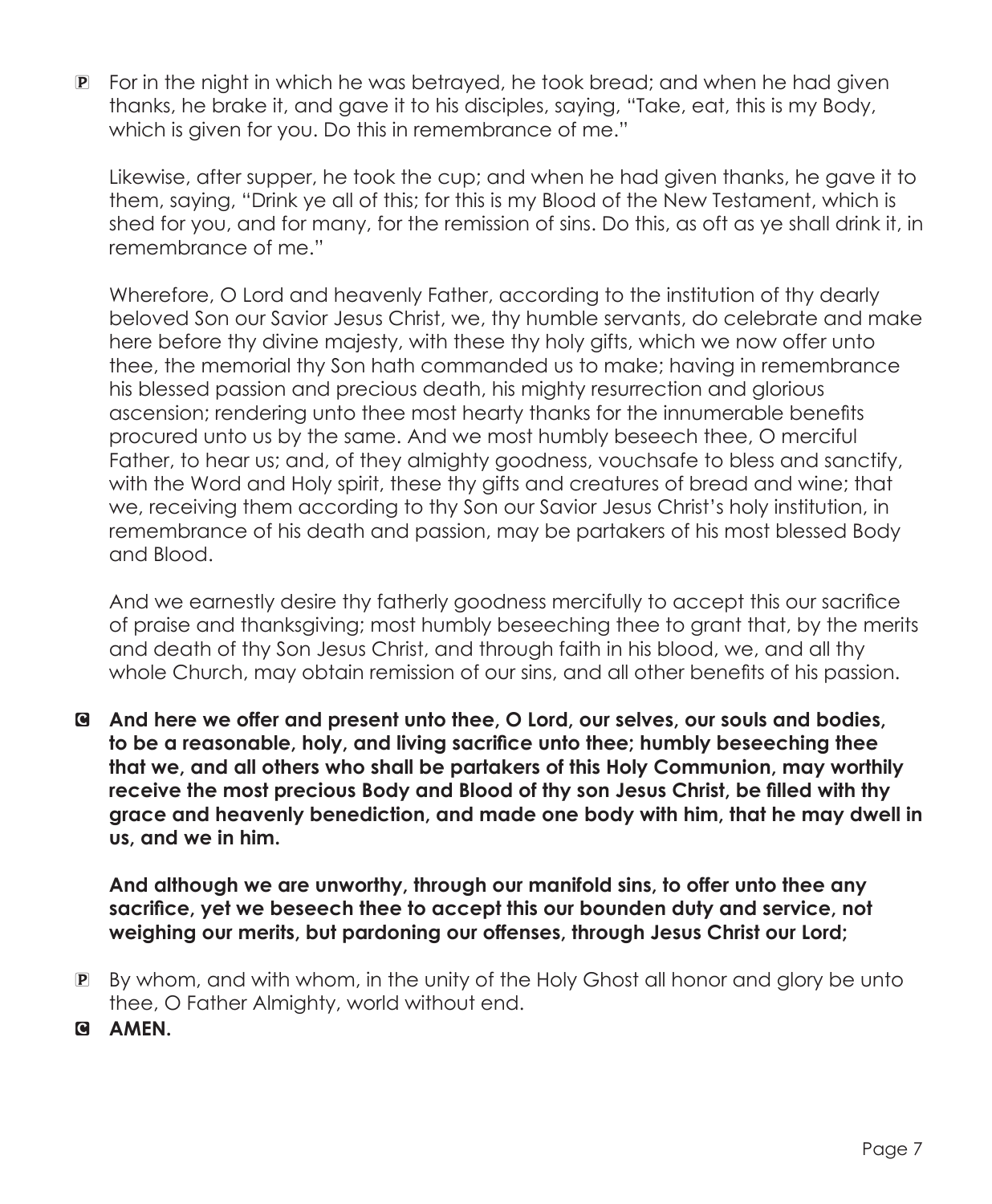P For in the night in which he was betrayed, he took bread; and when he had given thanks, he brake it, and gave it to his disciples, saying, "Take, eat, this is my Body, which is given for you. Do this in remembrance of me."

Likewise, after supper, he took the cup; and when he had given thanks, he gave it to them, saying, "Drink ye all of this; for this is my Blood of the New Testament, which is shed for you, and for many, for the remission of sins. Do this, as oft as ye shall drink it, in remembrance of me."

Wherefore, O Lord and heavenly Father, according to the institution of thy dearly beloved Son our Savior Jesus Christ, we, thy humble servants, do celebrate and make here before thy divine majesty, with these thy holy gifts, which we now offer unto thee, the memorial thy Son hath commanded us to make; having in remembrance his blessed passion and precious death, his mighty resurrection and glorious ascension; rendering unto thee most hearty thanks for the innumerable benefits procured unto us by the same. And we most humbly beseech thee, O merciful Father, to hear us; and, of they almighty goodness, vouchsafe to bless and sanctify, with the Word and Holy spirit, these thy gifts and creatures of bread and wine; that we, receiving them according to thy Son our Savior Jesus Christ's holy institution, in remembrance of his death and passion, may be partakers of his most blessed Body and Blood.

And we earnestly desire thy fatherly goodness mercifully to accept this our sacrifice of praise and thanksgiving; most humbly beseeching thee to grant that, by the merits and death of thy Son Jesus Christ, and through faith in his blood, we, and all thy whole Church, may obtain remission of our sins, and all other benefits of his passion.

C **And here we offer and present unto thee, O Lord, our selves, our souls and bodies, to be a reasonable, holy, and living sacrifice unto thee; humbly beseeching thee that we, and all others who shall be partakers of this Holy Communion, may worthily receive the most precious Body and Blood of thy son Jesus Christ, be filled with thy grace and heavenly benediction, and made one body with him, that he may dwell in us, and we in him.**

**And although we are unworthy, through our manifold sins, to offer unto thee any sacrifice, yet we beseech thee to accept this our bounden duty and service, not weighing our merits, but pardoning our offenses, through Jesus Christ our Lord;**

P By whom, and with whom, in the unity of the Holy Ghost all honor and glory be unto thee, O Father Almighty, world without end.

C **AMEN.**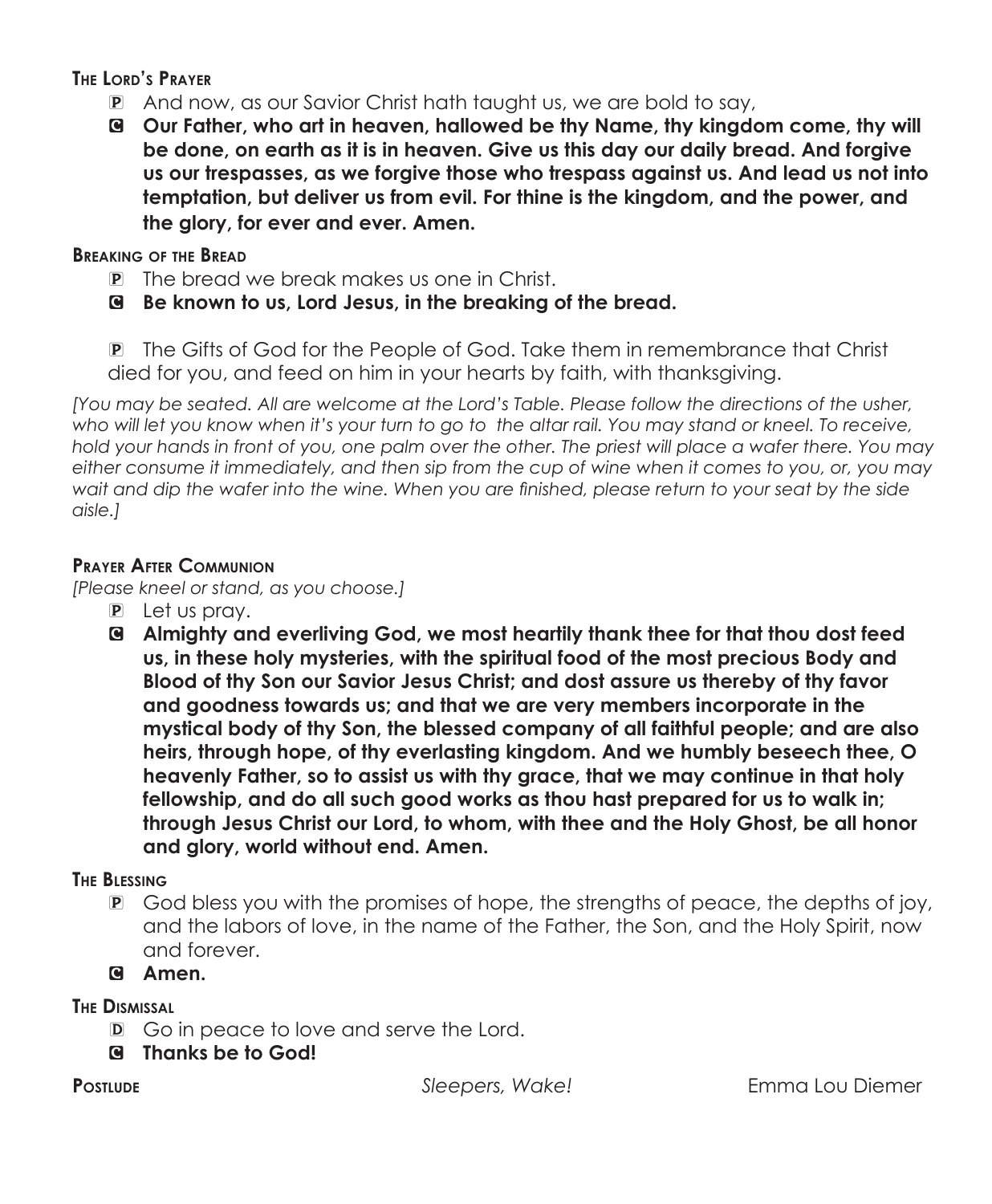### The Lord's Prayer

P And now, as our Savior Christ hath taught us, we are bold to say,

C **Our Father, who art in heaven, hallowed be thy Name, thy kingdom come, thy will be done, on earth as it is in heaven. Give us this day our daily bread. And forgive us our trespasses, as we forgive those who trespass against us. And lead us not into temptation, but deliver us from evil. For thine is the kingdom, and the power, and the glory, for ever and ever. Amen.**

### Breaking of the Bread

P The bread we break makes us one in Christ.

C **Be known to us, Lord Jesus, in the breaking of the bread.**

P The Gifts of God for the People of God. Take them in remembrance that Christ died for you, and feed on him in your hearts by faith, with thanksgiving.

*[You may be seated. All are welcome at the Lord's Table. Please follow the directions of the usher, who will let you know when it's your turn to go to the altar rail. You may stand or kneel. To receive, hold your hands in front of you, one palm over the other. The priest will place a wafer there. You may either consume it immediately, and then sip from the cup of wine when it comes to you, or, you may wait and dip the wafer into the wine. When you are finished, please return to your seat by the side aisle.]*

### Prayer After Communion

*[Please kneel or stand, as you choose.]*

P Let us pray.

C **Almighty and everliving God, we most heartily thank thee for that thou dost feed us, in these holy mysteries, with the spiritual food of the most precious Body and Blood of thy Son our Savior Jesus Christ; and dost assure us thereby of thy favor and goodness towards us; and that we are very members incorporate in the mystical body of thy Son, the blessed company of all faithful people; and are also heirs, through hope, of thy everlasting kingdom. And we humbly beseech thee, O heavenly Father, so to assist us with thy grace, that we may continue in that holy fellowship, and do all such good works as thou hast prepared for us to walk in; through Jesus Christ our Lord, to whom, with thee and the Holy Ghost, be all honor and glory, world without end. Amen.**

### The Blessing

P God bless you with the promises of hope, the strengths of peace, the depths of joy, and the labors of love, in the name of the Father, the Son, and the Holy Spirit, now and forever.

C **Amen.**

### The Dismissal

D Go in peace to love and serve the Lord.

C **Thanks be to God!**

**Postlude** *Sleepers, Wake!* Emma Lou Diemer